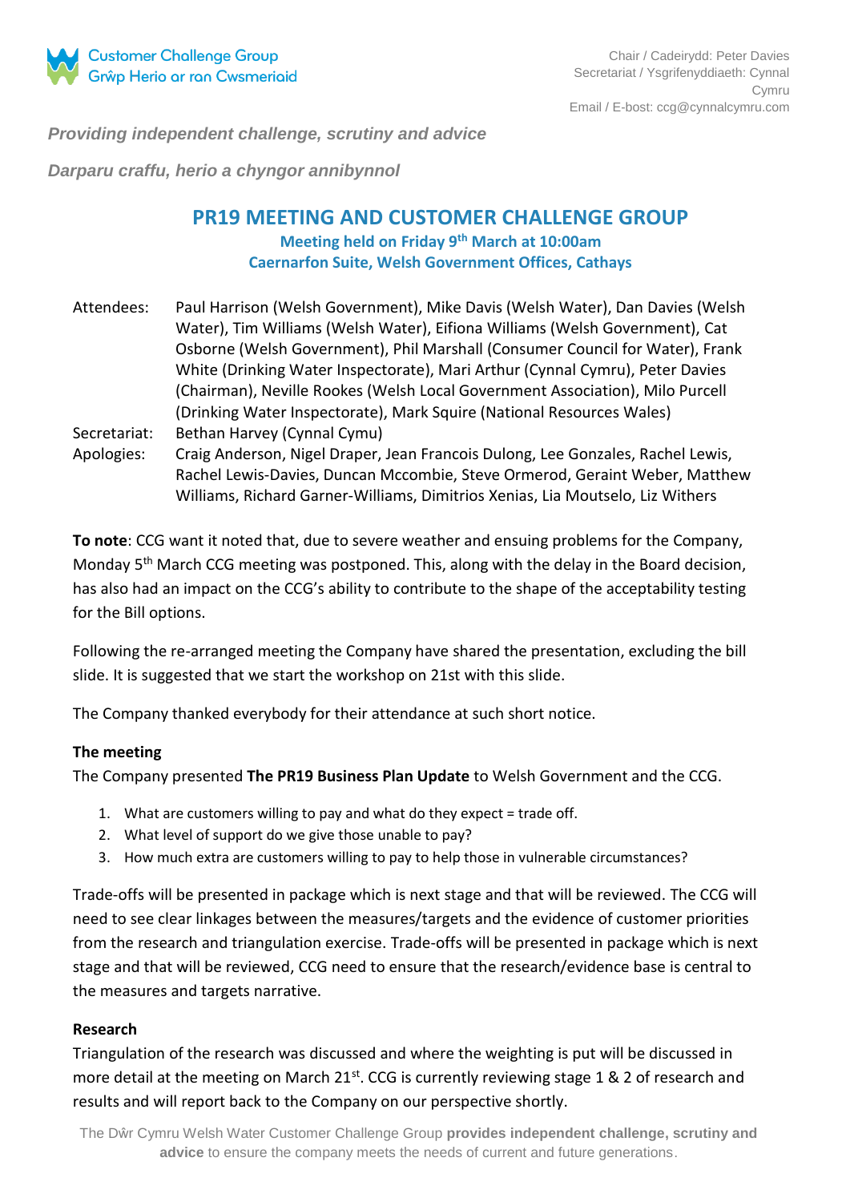Customer Challenge Group
Grŵp Herio ar ran Cwsmeriaid

Chair / Cadeirydd: Peter Davies
Secretariat / Ysgrifenyddiaeth: Cynnal Cymru
Email / E-bost: ccg@cynnalcymru.com

***Providing independent challenge, scrutiny and advice***

***Darparu craffu, herio a chyngor annibynnol***

# PR19 MEETING AND CUSTOMER CHALLENGE GROUP

**Meeting held on Friday 9th March at 10:00am**
**Caernarfon Suite, Welsh Government Offices, Cathays**

| | |
|---|---|
| Attendees: | Paul Harrison (Welsh Government), Mike Davis (Welsh Water), Dan Davies (Welsh Water), Tim Williams (Welsh Water), Eifiona Williams (Welsh Government), Cat Osborne (Welsh Government), Phil Marshall (Consumer Council for Water), Frank White (Drinking Water Inspectorate), Mari Arthur (Cynnal Cymru), Peter Davies (Chairman), Neville Rookes (Welsh Local Government Association), Milo Purcell (Drinking Water Inspectorate), Mark Squire (National Resources Wales) |
| Secretariat: | Bethan Harvey (Cynnal Cymu) |
| Apologies: | Craig Anderson, Nigel Draper, Jean Francois Dulong, Lee Gonzales, Rachel Lewis, Rachel Lewis-Davies, Duncan Mccombie, Steve Ormerod, Geraint Weber, Matthew Williams, Richard Garner-Williams, Dimitrios Xenias, Lia Moutselo, Liz Withers |

**To note**: CCG want it noted that, due to severe weather and ensuing problems for the Company, Monday 5th March CCG meeting was postponed. This, along with the delay in the Board decision, has also had an impact on the CCG's ability to contribute to the shape of the acceptability testing for the Bill options.

Following the re-arranged meeting the Company have shared the presentation, excluding the bill slide. It is suggested that we start the workshop on 21st with this slide.

The Company thanked everybody for their attendance at such short notice.

### The meeting

The Company presented **The PR19 Business Plan Update** to Welsh Government and the CCG.

1. What are customers willing to pay and what do they expect = trade off.
2. What level of support do we give those unable to pay?
3. How much extra are customers willing to pay to help those in vulnerable circumstances?

Trade-offs will be presented in package which is next stage and that will be reviewed. The CCG will need to see clear linkages between the measures/targets and the evidence of customer priorities from the research and triangulation exercise. Trade-offs will be presented in package which is next stage and that will be reviewed, CCG need to ensure that the research/evidence base is central to the measures and targets narrative.

### Research

Triangulation of the research was discussed and where the weighting is put will be discussed in more detail at the meeting on March 21st. CCG is currently reviewing stage 1 & 2 of research and results and will report back to the Company on our perspective shortly.

The Dŵr Cymru Welsh Water Customer Challenge Group **provides independent challenge, scrutiny and advice** to ensure the company meets the needs of current and future generations.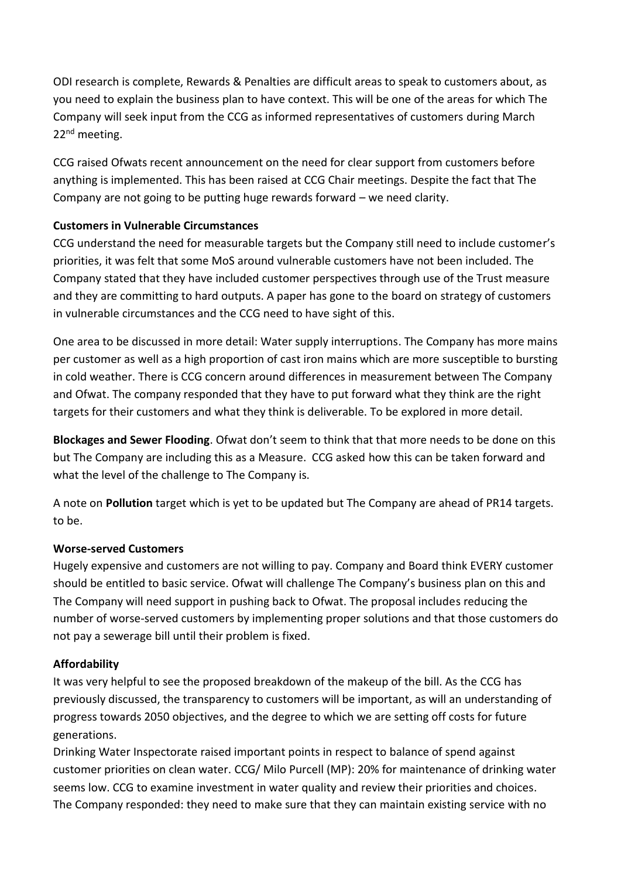ODI research is complete, Rewards & Penalties are difficult areas to speak to customers about, as you need to explain the business plan to have context. This will be one of the areas for which The Company will seek input from the CCG as informed representatives of customers during March 22nd meeting.

CCG raised Ofwats recent announcement on the need for clear support from customers before anything is implemented. This has been raised at CCG Chair meetings. Despite the fact that The Company are not going to be putting huge rewards forward – we need clarity.

**Customers in Vulnerable Circumstances**

CCG understand the need for measurable targets but the Company still need to include customer's priorities, it was felt that some MoS around vulnerable customers have not been included. The Company stated that they have included customer perspectives through use of the Trust measure and they are committing to hard outputs. A paper has gone to the board on strategy of customers in vulnerable circumstances and the CCG need to have sight of this.

One area to be discussed in more detail: Water supply interruptions. The Company has more mains per customer as well as a high proportion of cast iron mains which are more susceptible to bursting in cold weather. There is CCG concern around differences in measurement between The Company and Ofwat. The company responded that they have to put forward what they think are the right targets for their customers and what they think is deliverable. To be explored in more detail.

**Blockages and Sewer Flooding**. Ofwat don't seem to think that that more needs to be done on this but The Company are including this as a Measure. CCG asked how this can be taken forward and what the level of the challenge to The Company is.

A note on **Pollution** target which is yet to be updated but The Company are ahead of PR14 targets. to be.

**Worse-served Customers**

Hugely expensive and customers are not willing to pay. Company and Board think EVERY customer should be entitled to basic service. Ofwat will challenge The Company's business plan on this and The Company will need support in pushing back to Ofwat. The proposal includes reducing the number of worse-served customers by implementing proper solutions and that those customers do not pay a sewerage bill until their problem is fixed.

**Affordability**

It was very helpful to see the proposed breakdown of the makeup of the bill. As the CCG has previously discussed, the transparency to customers will be important, as will an understanding of progress towards 2050 objectives, and the degree to which we are setting off costs for future generations.

Drinking Water Inspectorate raised important points in respect to balance of spend against customer priorities on clean water. CCG/ Milo Purcell (MP): 20% for maintenance of drinking water seems low. CCG to examine investment in water quality and review their priorities and choices. The Company responded: they need to make sure that they can maintain existing service with no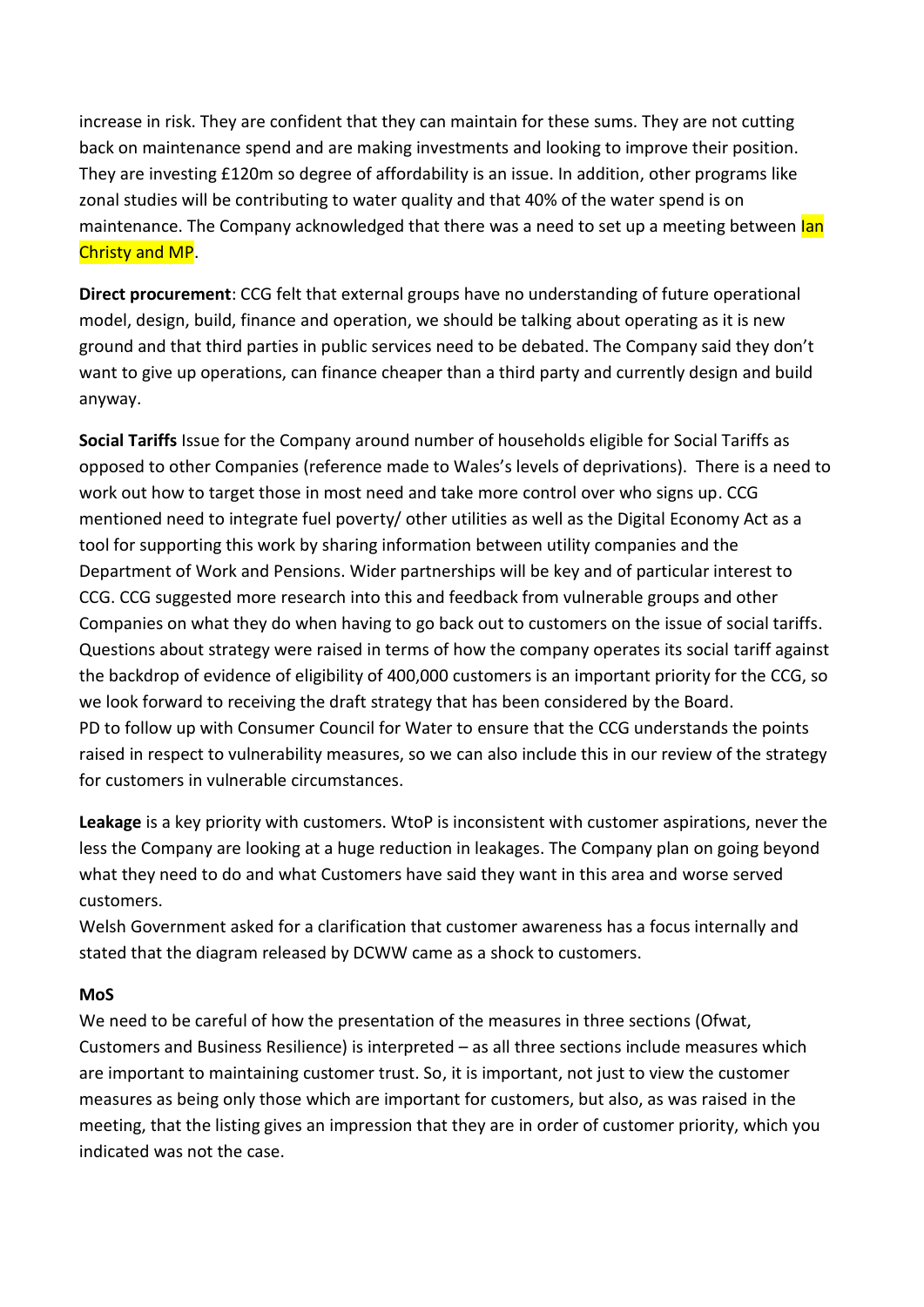increase in risk. They are confident that they can maintain for these sums. They are not cutting back on maintenance spend and are making investments and looking to improve their position. They are investing £120m so degree of affordability is an issue. In addition, other programs like zonal studies will be contributing to water quality and that 40% of the water spend is on maintenance. The Company acknowledged that there was a need to set up a meeting between Ian Christy and MP.

**Direct procurement**: CCG felt that external groups have no understanding of future operational model, design, build, finance and operation, we should be talking about operating as it is new ground and that third parties in public services need to be debated. The Company said they don't want to give up operations, can finance cheaper than a third party and currently design and build anyway.

**Social Tariffs** Issue for the Company around number of households eligible for Social Tariffs as opposed to other Companies (reference made to Wales's levels of deprivations). There is a need to work out how to target those in most need and take more control over who signs up. CCG mentioned need to integrate fuel poverty/ other utilities as well as the Digital Economy Act as a tool for supporting this work by sharing information between utility companies and the Department of Work and Pensions. Wider partnerships will be key and of particular interest to CCG. CCG suggested more research into this and feedback from vulnerable groups and other Companies on what they do when having to go back out to customers on the issue of social tariffs. Questions about strategy were raised in terms of how the company operates its social tariff against the backdrop of evidence of eligibility of 400,000 customers is an important priority for the CCG, so we look forward to receiving the draft strategy that has been considered by the Board.
PD to follow up with Consumer Council for Water to ensure that the CCG understands the points raised in respect to vulnerability measures, so we can also include this in our review of the strategy for customers in vulnerable circumstances.

**Leakage** is a key priority with customers. WtoP is inconsistent with customer aspirations, never the less the Company are looking at a huge reduction in leakages. The Company plan on going beyond what they need to do and what Customers have said they want in this area and worse served customers.
Welsh Government asked for a clarification that customer awareness has a focus internally and stated that the diagram released by DCWW came as a shock to customers.

**MoS**

We need to be careful of how the presentation of the measures in three sections (Ofwat, Customers and Business Resilience) is interpreted – as all three sections include measures which are important to maintaining customer trust. So, it is important, not just to view the customer measures as being only those which are important for customers, but also, as was raised in the meeting, that the listing gives an impression that they are in order of customer priority, which you indicated was not the case.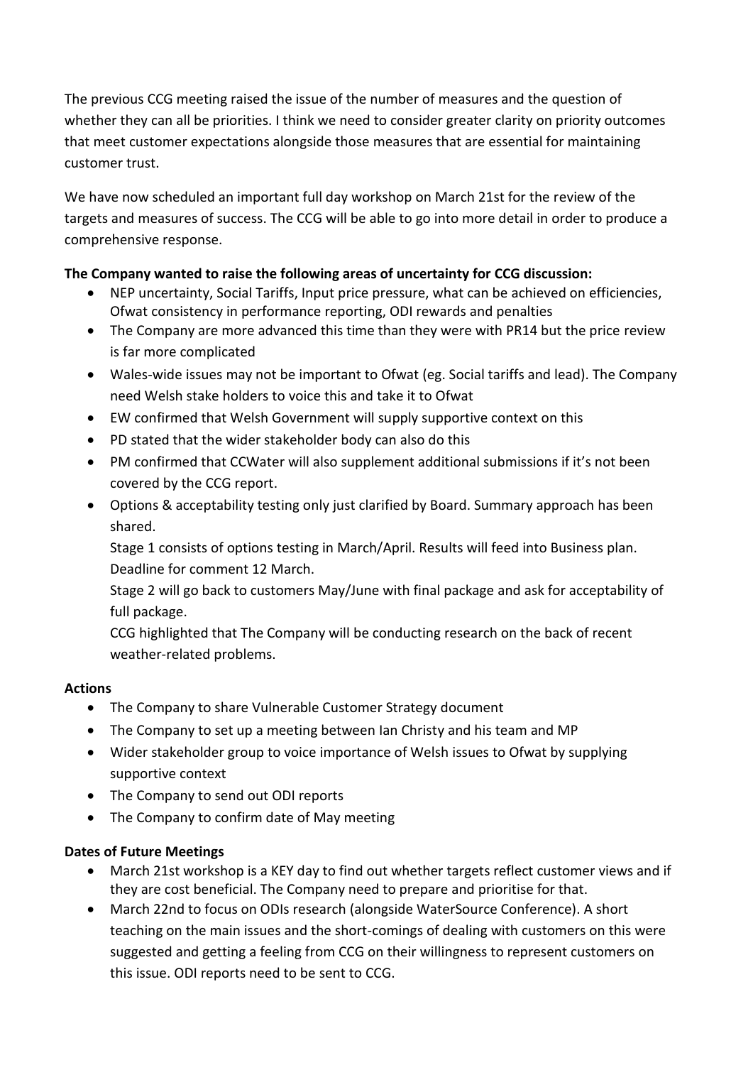The previous CCG meeting raised the issue of the number of measures and the question of whether they can all be priorities. I think we need to consider greater clarity on priority outcomes that meet customer expectations alongside those measures that are essential for maintaining customer trust.

We have now scheduled an important full day workshop on March 21st for the review of the targets and measures of success. The CCG will be able to go into more detail in order to produce a comprehensive response.

**The Company wanted to raise the following areas of uncertainty for CCG discussion:**

- NEP uncertainty, Social Tariffs, Input price pressure, what can be achieved on efficiencies, Ofwat consistency in performance reporting, ODI rewards and penalties
- The Company are more advanced this time than they were with PR14 but the price review is far more complicated
- Wales-wide issues may not be important to Ofwat (eg. Social tariffs and lead). The Company need Welsh stake holders to voice this and take it to Ofwat
- EW confirmed that Welsh Government will supply supportive context on this
- PD stated that the wider stakeholder body can also do this
- PM confirmed that CCWater will also supplement additional submissions if it's not been covered by the CCG report.
- Options & acceptability testing only just clarified by Board. Summary approach has been shared.

  Stage 1 consists of options testing in March/April. Results will feed into Business plan. Deadline for comment 12 March.

  Stage 2 will go back to customers May/June with final package and ask for acceptability of full package.

  CCG highlighted that The Company will be conducting research on the back of recent weather-related problems.

**Actions**

- The Company to share Vulnerable Customer Strategy document
- The Company to set up a meeting between Ian Christy and his team and MP
- Wider stakeholder group to voice importance of Welsh issues to Ofwat by supplying supportive context
- The Company to send out ODI reports
- The Company to confirm date of May meeting

**Dates of Future Meetings**

- March 21st workshop is a KEY day to find out whether targets reflect customer views and if they are cost beneficial. The Company need to prepare and prioritise for that.
- March 22nd to focus on ODIs research (alongside WaterSource Conference). A short teaching on the main issues and the short-comings of dealing with customers on this were suggested and getting a feeling from CCG on their willingness to represent customers on this issue. ODI reports need to be sent to CCG.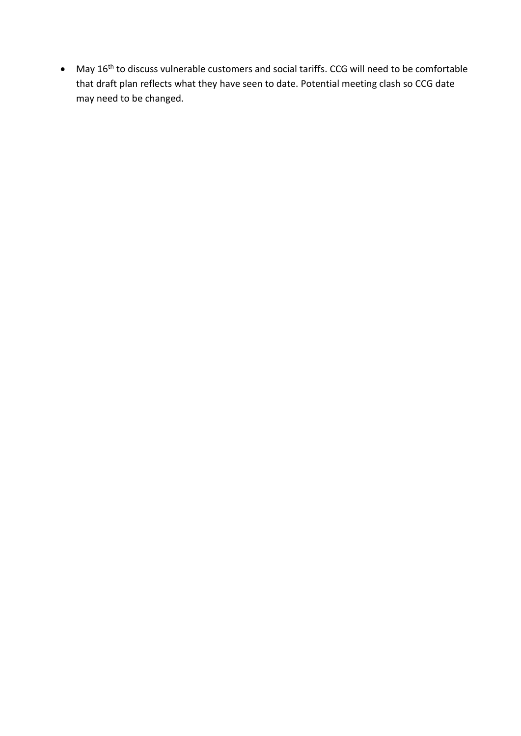- May 16th to discuss vulnerable customers and social tariffs. CCG will need to be comfortable that draft plan reflects what they have seen to date. Potential meeting clash so CCG date may need to be changed.